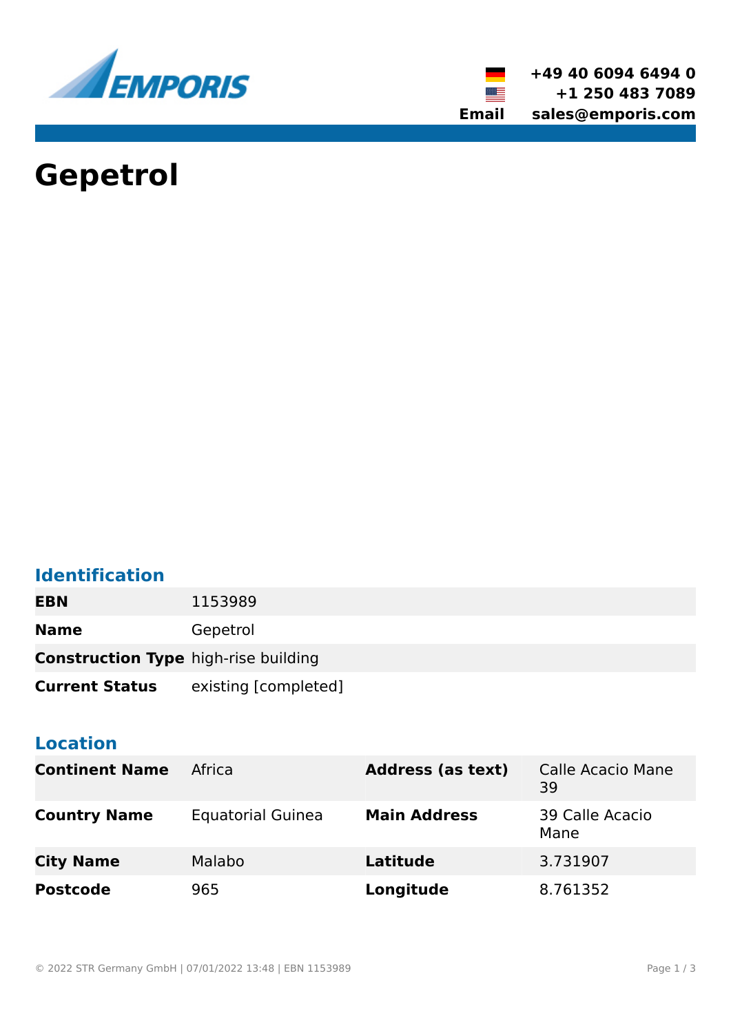+49 40 6094 6494 0
+1 250 483 7089
**Email** sales@emporis.com

# Gepetrol

## Identification

| | |
|---|---|
| **EBN** | 1153989 |
| **Name** | Gepetrol |
| **Construction Type** | high-rise building |
| **Current Status** | existing [completed] |

## Location

| | | | |
|---|---|---|---|
| **Continent Name** | Africa | **Address (as text)** | Calle Acacio Mane 39 |
| **Country Name** | Equatorial Guinea | **Main Address** | 39 Calle Acacio Mane |
| **City Name** | Malabo | **Latitude** | 3.731907 |
| **Postcode** | 965 | **Longitude** | 8.761352 |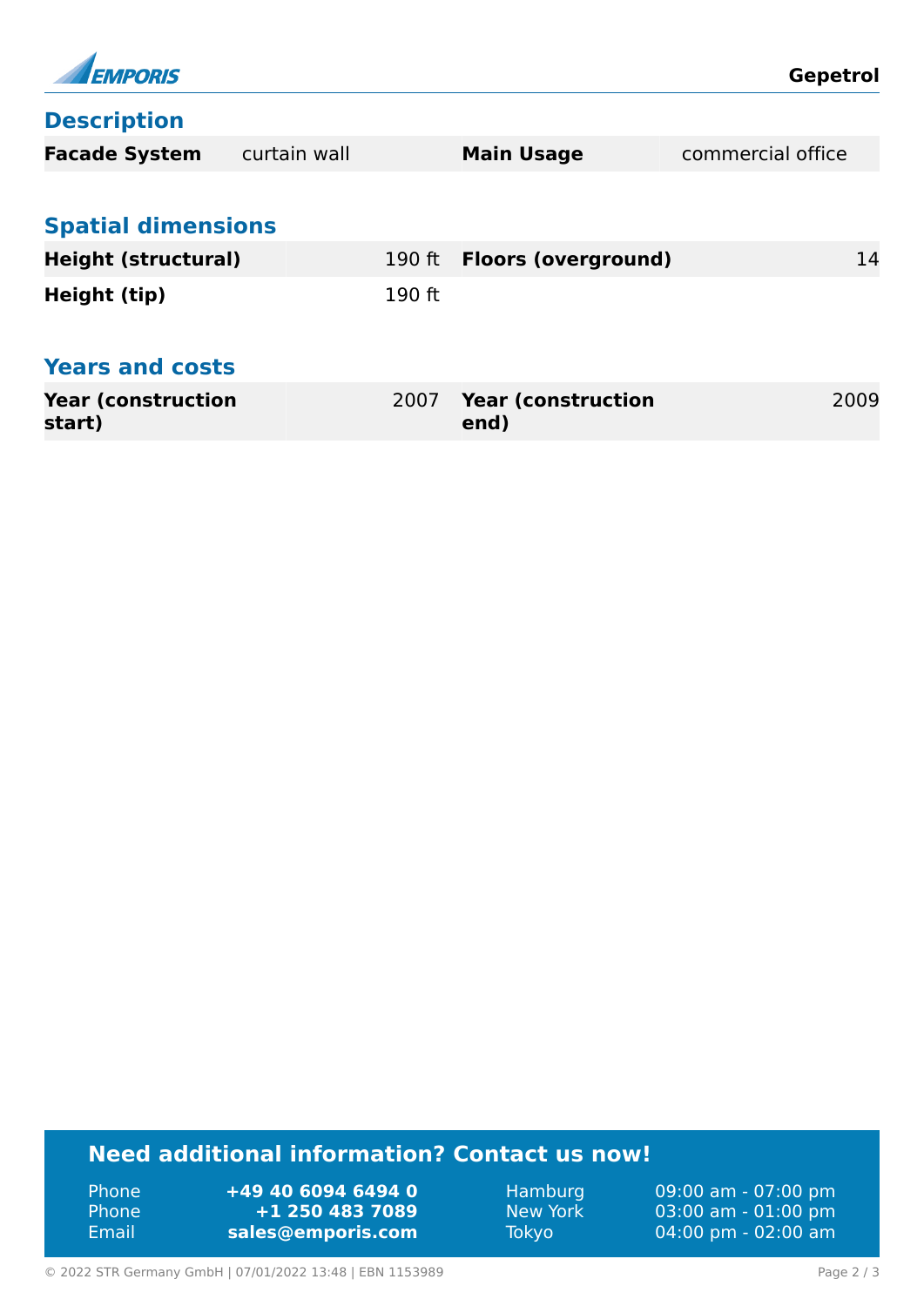## Description

| Facade System | curtain wall | Main Usage | commercial office |
|---|---|---|---|

## Spatial dimensions

| Height (structural) | 190 ft | Floors (overground) | 14 |
|---|---|---|---|
| Height (tip) | 190 ft | | |

## Years and costs

| Year (construction start) | 2007 | Year (construction end) | 2009 |
|---|---|---|---|

## Need additional information? Contact us now!

| | | | |
|---|---|---|---|
| Phone | **+49 40 6094 6494 0** | Hamburg | 09:00 am - 07:00 pm |
| Phone | **+1 250 483 7089** | New York | 03:00 am - 01:00 pm |
| Email | **sales@emporis.com** | Tokyo | 04:00 pm - 02:00 am |

© 2022 STR Germany GmbH | 07/01/2022 13:48 | EBN 1153989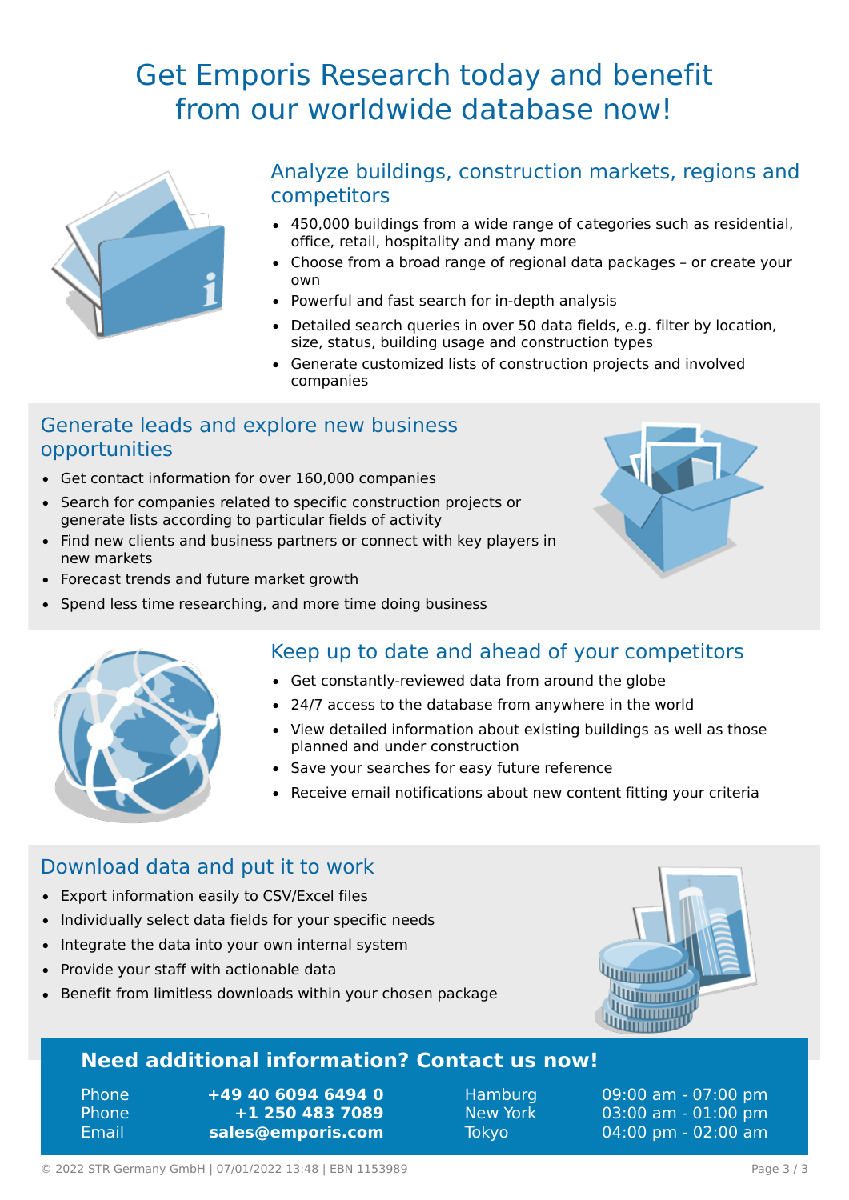# Get Emporis Research today and benefit from our worldwide database now!

## Analyze buildings, construction markets, regions and competitors

- 450,000 buildings from a wide range of categories such as residential, office, retail, hospitality and many more
- Choose from a broad range of regional data packages – or create your own
- Powerful and fast search for in-depth analysis
- Detailed search queries in over 50 data fields, e.g. filter by location, size, status, building usage and construction types
- Generate customized lists of construction projects and involved companies

## Generate leads and explore new business opportunities

- Get contact information for over 160,000 companies
- Search for companies related to specific construction projects or generate lists according to particular fields of activity
- Find new clients and business partners or connect with key players in new markets
- Forecast trends and future market growth
- Spend less time researching, and more time doing business

## Keep up to date and ahead of your competitors

- Get constantly-reviewed data from around the globe
- 24/7 access to the database from anywhere in the world
- View detailed information about existing buildings as well as those planned and under construction
- Save your searches for easy future reference
- Receive email notifications about new content fitting your criteria

## Download data and put it to work

- Export information easily to CSV/Excel files
- Individually select data fields for your specific needs
- Integrate the data into your own internal system
- Provide your staff with actionable data
- Benefit from limitless downloads within your chosen package

### Need additional information? Contact us now!

| | | | |
|---|---|---|---|
| Phone | **+49 40 6094 6494 0** | Hamburg | 09:00 am - 07:00 pm |
| Phone | **+1 250 483 7089** | New York | 03:00 am - 01:00 pm |
| Email | **sales@emporis.com** | Tokyo | 04:00 pm - 02:00 am |

© 2022 STR Germany GmbH | 07/01/2022 13:48 | EBN 1153989